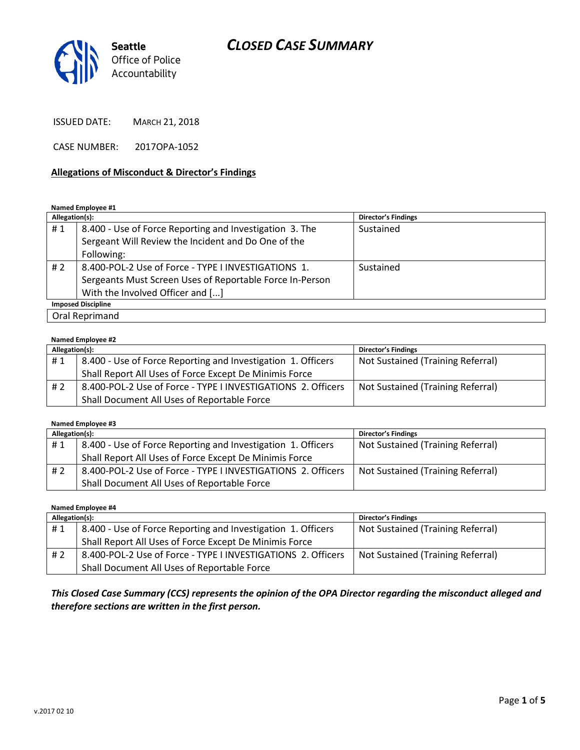Seattle Office of Police Accountability

# CLOSED CASE SUMMARY

ISSUED DATE: MARCH 21, 2018

CASE NUMBER: 2017OPA-1052

## Allegations of Misconduct & Director's Findings

**Named Employee #1**

| Allegation(s): | | Director's Findings |
|---|---|---|
| # 1 | 8.400 - Use of Force Reporting and Investigation 3. The Sergeant Will Review the Incident and Do One of the Following: | Sustained |
| # 2 | 8.400-POL-2 Use of Force - TYPE I INVESTIGATIONS 1. Sergeants Must Screen Uses of Reportable Force In-Person With the Involved Officer and [...] | Sustained |

| Imposed Discipline |
|---|
| Oral Reprimand |

**Named Employee #2**

| Allegation(s): | | Director's Findings |
|---|---|---|
| # 1 | 8.400 - Use of Force Reporting and Investigation 1. Officers Shall Report All Uses of Force Except De Minimis Force | Not Sustained (Training Referral) |
| # 2 | 8.400-POL-2 Use of Force - TYPE I INVESTIGATIONS 2. Officers Shall Document All Uses of Reportable Force | Not Sustained (Training Referral) |

**Named Employee #3**

| Allegation(s): | | Director's Findings |
|---|---|---|
| # 1 | 8.400 - Use of Force Reporting and Investigation 1. Officers Shall Report All Uses of Force Except De Minimis Force | Not Sustained (Training Referral) |
| # 2 | 8.400-POL-2 Use of Force - TYPE I INVESTIGATIONS 2. Officers Shall Document All Uses of Reportable Force | Not Sustained (Training Referral) |

**Named Employee #4**

| Allegation(s): | | Director's Findings |
|---|---|---|
| # 1 | 8.400 - Use of Force Reporting and Investigation 1. Officers Shall Report All Uses of Force Except De Minimis Force | Not Sustained (Training Referral) |
| # 2 | 8.400-POL-2 Use of Force - TYPE I INVESTIGATIONS 2. Officers Shall Document All Uses of Reportable Force | Not Sustained (Training Referral) |

***This Closed Case Summary (CCS) represents the opinion of the OPA Director regarding the misconduct alleged and therefore sections are written in the first person.***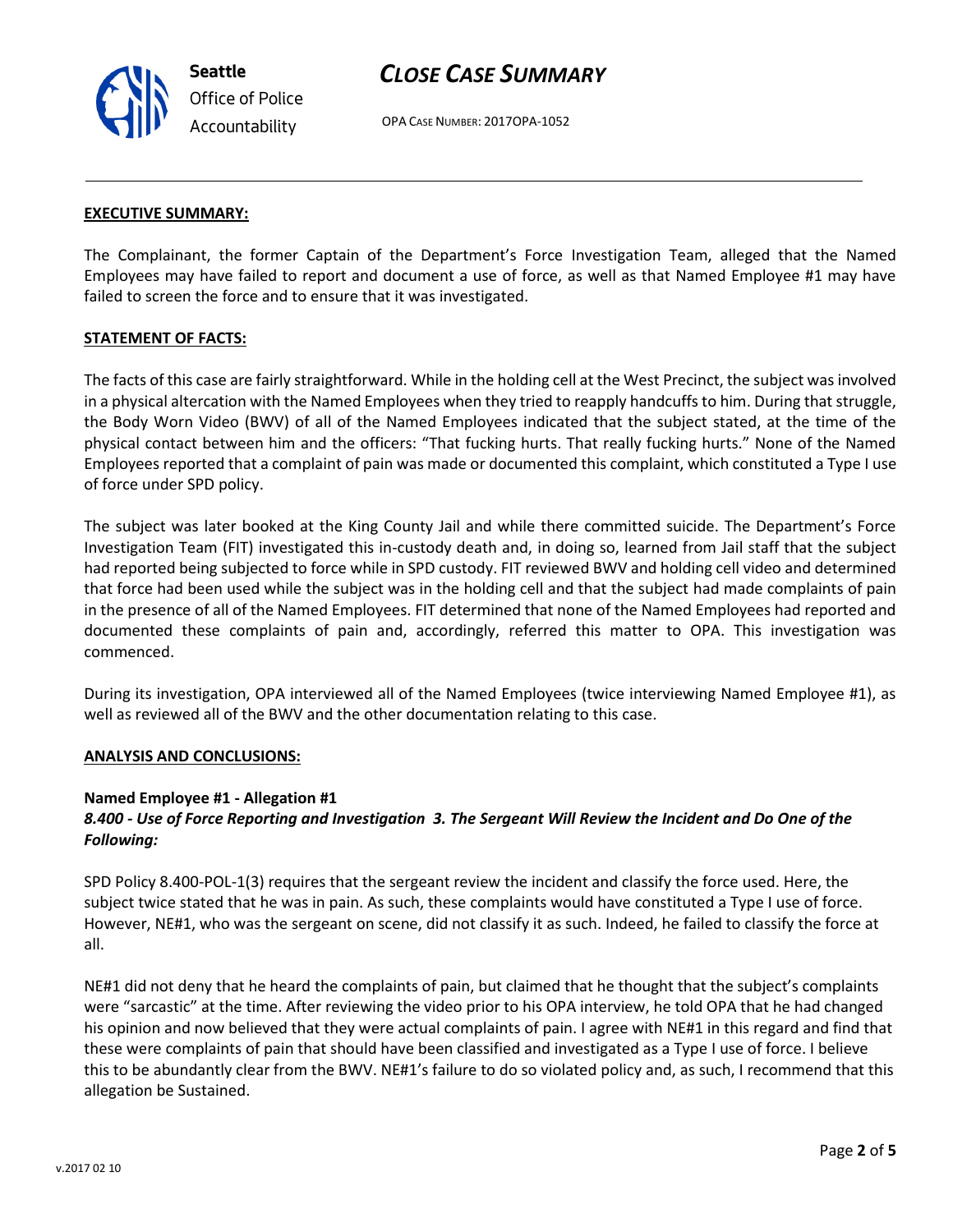# CLOSE CASE SUMMARY

OPA CASE NUMBER: 2017OPA-1052

**EXECUTIVE SUMMARY:**

The Complainant, the former Captain of the Department's Force Investigation Team, alleged that the Named Employees may have failed to report and document a use of force, as well as that Named Employee #1 may have failed to screen the force and to ensure that it was investigated.

**STATEMENT OF FACTS:**

The facts of this case are fairly straightforward. While in the holding cell at the West Precinct, the subject was involved in a physical altercation with the Named Employees when they tried to reapply handcuffs to him. During that struggle, the Body Worn Video (BWV) of all of the Named Employees indicated that the subject stated, at the time of the physical contact between him and the officers: "That fucking hurts. That really fucking hurts." None of the Named Employees reported that a complaint of pain was made or documented this complaint, which constituted a Type I use of force under SPD policy.

The subject was later booked at the King County Jail and while there committed suicide. The Department's Force Investigation Team (FIT) investigated this in-custody death and, in doing so, learned from Jail staff that the subject had reported being subjected to force while in SPD custody. FIT reviewed BWV and holding cell video and determined that force had been used while the subject was in the holding cell and that the subject had made complaints of pain in the presence of all of the Named Employees. FIT determined that none of the Named Employees had reported and documented these complaints of pain and, accordingly, referred this matter to OPA. This investigation was commenced.

During its investigation, OPA interviewed all of the Named Employees (twice interviewing Named Employee #1), as well as reviewed all of the BWV and the other documentation relating to this case.

**ANALYSIS AND CONCLUSIONS:**

**Named Employee #1 - Allegation #1**
***8.400 - Use of Force Reporting and Investigation 3. The Sergeant Will Review the Incident and Do One of the Following:***

SPD Policy 8.400-POL-1(3) requires that the sergeant review the incident and classify the force used. Here, the subject twice stated that he was in pain. As such, these complaints would have constituted a Type I use of force. However, NE#1, who was the sergeant on scene, did not classify it as such. Indeed, he failed to classify the force at all.

NE#1 did not deny that he heard the complaints of pain, but claimed that he thought that the subject's complaints were "sarcastic" at the time. After reviewing the video prior to his OPA interview, he told OPA that he had changed his opinion and now believed that they were actual complaints of pain. I agree with NE#1 in this regard and find that these were complaints of pain that should have been classified and investigated as a Type I use of force. I believe this to be abundantly clear from the BWV. NE#1's failure to do so violated policy and, as such, I recommend that this allegation be Sustained.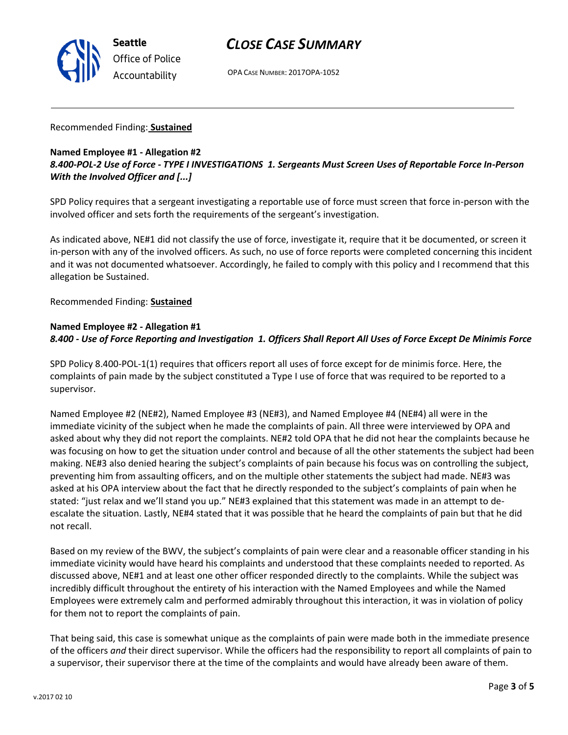Recommended Finding: **Sustained**

**Named Employee #1 - Allegation #2**
***8.400-POL-2 Use of Force - TYPE I INVESTIGATIONS 1. Sergeants Must Screen Uses of Reportable Force In-Person With the Involved Officer and [...]***

SPD Policy requires that a sergeant investigating a reportable use of force must screen that force in-person with the involved officer and sets forth the requirements of the sergeant's investigation.

As indicated above, NE#1 did not classify the use of force, investigate it, require that it be documented, or screen it in-person with any of the involved officers. As such, no use of force reports were completed concerning this incident and it was not documented whatsoever. Accordingly, he failed to comply with this policy and I recommend that this allegation be Sustained.

Recommended Finding: **Sustained**

**Named Employee #2 - Allegation #1**
***8.400 - Use of Force Reporting and Investigation 1. Officers Shall Report All Uses of Force Except De Minimis Force***

SPD Policy 8.400-POL-1(1) requires that officers report all uses of force except for de minimis force. Here, the complaints of pain made by the subject constituted a Type I use of force that was required to be reported to a supervisor.

Named Employee #2 (NE#2), Named Employee #3 (NE#3), and Named Employee #4 (NE#4) all were in the immediate vicinity of the subject when he made the complaints of pain. All three were interviewed by OPA and asked about why they did not report the complaints. NE#2 told OPA that he did not hear the complaints because he was focusing on how to get the situation under control and because of all the other statements the subject had been making. NE#3 also denied hearing the subject's complaints of pain because his focus was on controlling the subject, preventing him from assaulting officers, and on the multiple other statements the subject had made. NE#3 was asked at his OPA interview about the fact that he directly responded to the subject's complaints of pain when he stated: "just relax and we'll stand you up." NE#3 explained that this statement was made in an attempt to de-escalate the situation. Lastly, NE#4 stated that it was possible that he heard the complaints of pain but that he did not recall.

Based on my review of the BWV, the subject's complaints of pain were clear and a reasonable officer standing in his immediate vicinity would have heard his complaints and understood that these complaints needed to reported. As discussed above, NE#1 and at least one other officer responded directly to the complaints. While the subject was incredibly difficult throughout the entirety of his interaction with the Named Employees and while the Named Employees were extremely calm and performed admirably throughout this interaction, it was in violation of policy for them not to report the complaints of pain.

That being said, this case is somewhat unique as the complaints of pain were made both in the immediate presence of the officers *and* their direct supervisor. While the officers had the responsibility to report all complaints of pain to a supervisor, their supervisor there at the time of the complaints and would have already been aware of them.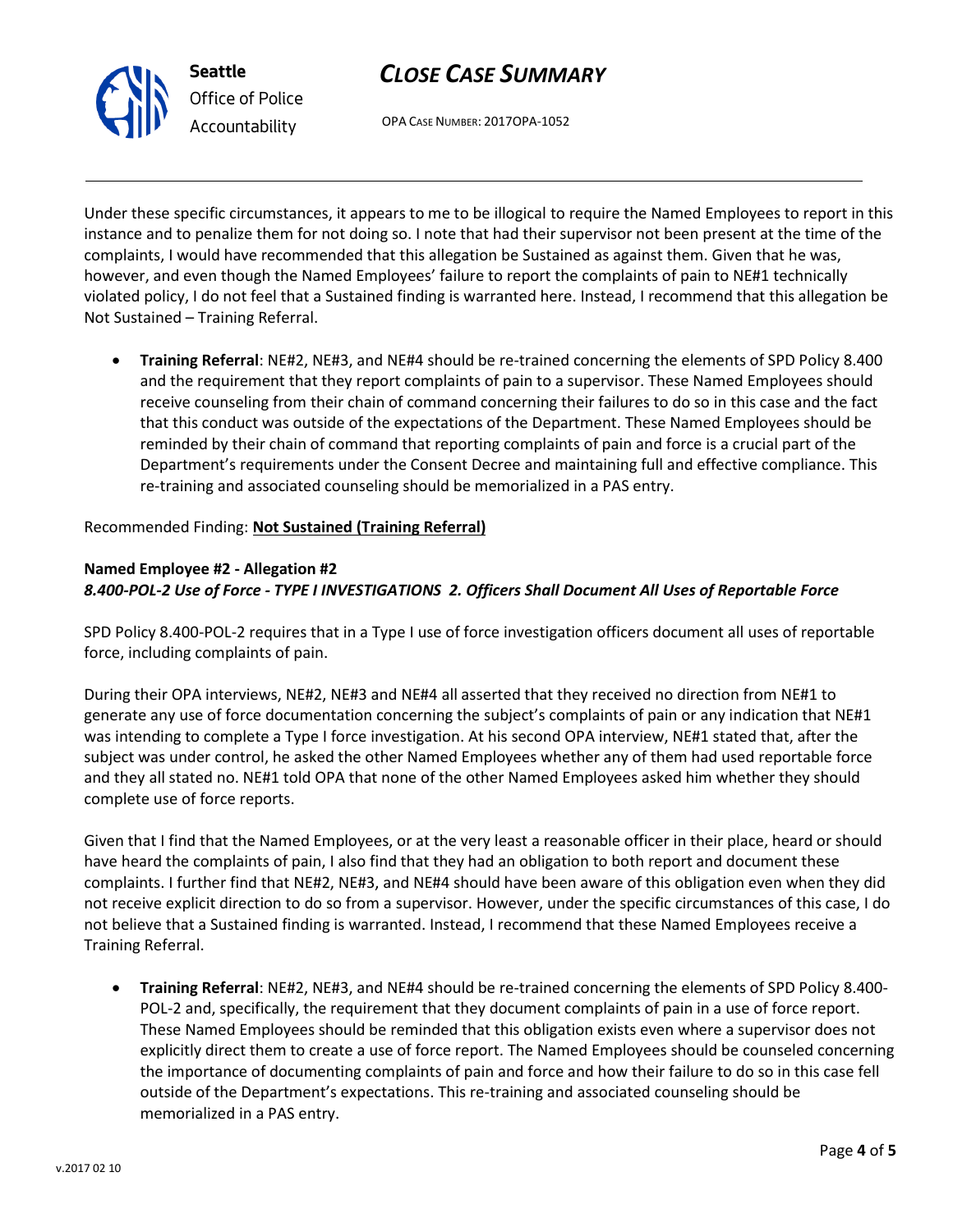Under these specific circumstances, it appears to me to be illogical to require the Named Employees to report in this instance and to penalize them for not doing so. I note that had their supervisor not been present at the time of the complaints, I would have recommended that this allegation be Sustained as against them. Given that he was, however, and even though the Named Employees' failure to report the complaints of pain to NE#1 technically violated policy, I do not feel that a Sustained finding is warranted here. Instead, I recommend that this allegation be Not Sustained – Training Referral.

- **Training Referral**: NE#2, NE#3, and NE#4 should be re-trained concerning the elements of SPD Policy 8.400 and the requirement that they report complaints of pain to a supervisor. These Named Employees should receive counseling from their chain of command concerning their failures to do so in this case and the fact that this conduct was outside of the expectations of the Department. These Named Employees should be reminded by their chain of command that reporting complaints of pain and force is a crucial part of the Department's requirements under the Consent Decree and maintaining full and effective compliance. This re-training and associated counseling should be memorialized in a PAS entry.

Recommended Finding: **Not Sustained (Training Referral)**

**Named Employee #2 - Allegation #2**
***8.400-POL-2 Use of Force - TYPE I INVESTIGATIONS 2. Officers Shall Document All Uses of Reportable Force***

SPD Policy 8.400-POL-2 requires that in a Type I use of force investigation officers document all uses of reportable force, including complaints of pain.

During their OPA interviews, NE#2, NE#3 and NE#4 all asserted that they received no direction from NE#1 to generate any use of force documentation concerning the subject's complaints of pain or any indication that NE#1 was intending to complete a Type I force investigation. At his second OPA interview, NE#1 stated that, after the subject was under control, he asked the other Named Employees whether any of them had used reportable force and they all stated no. NE#1 told OPA that none of the other Named Employees asked him whether they should complete use of force reports.

Given that I find that the Named Employees, or at the very least a reasonable officer in their place, heard or should have heard the complaints of pain, I also find that they had an obligation to both report and document these complaints. I further find that NE#2, NE#3, and NE#4 should have been aware of this obligation even when they did not receive explicit direction to do so from a supervisor. However, under the specific circumstances of this case, I do not believe that a Sustained finding is warranted. Instead, I recommend that these Named Employees receive a Training Referral.

- **Training Referral**: NE#2, NE#3, and NE#4 should be re-trained concerning the elements of SPD Policy 8.400-POL-2 and, specifically, the requirement that they document complaints of pain in a use of force report. These Named Employees should be reminded that this obligation exists even where a supervisor does not explicitly direct them to create a use of force report. The Named Employees should be counseled concerning the importance of documenting complaints of pain and force and how their failure to do so in this case fell outside of the Department's expectations. This re-training and associated counseling should be memorialized in a PAS entry.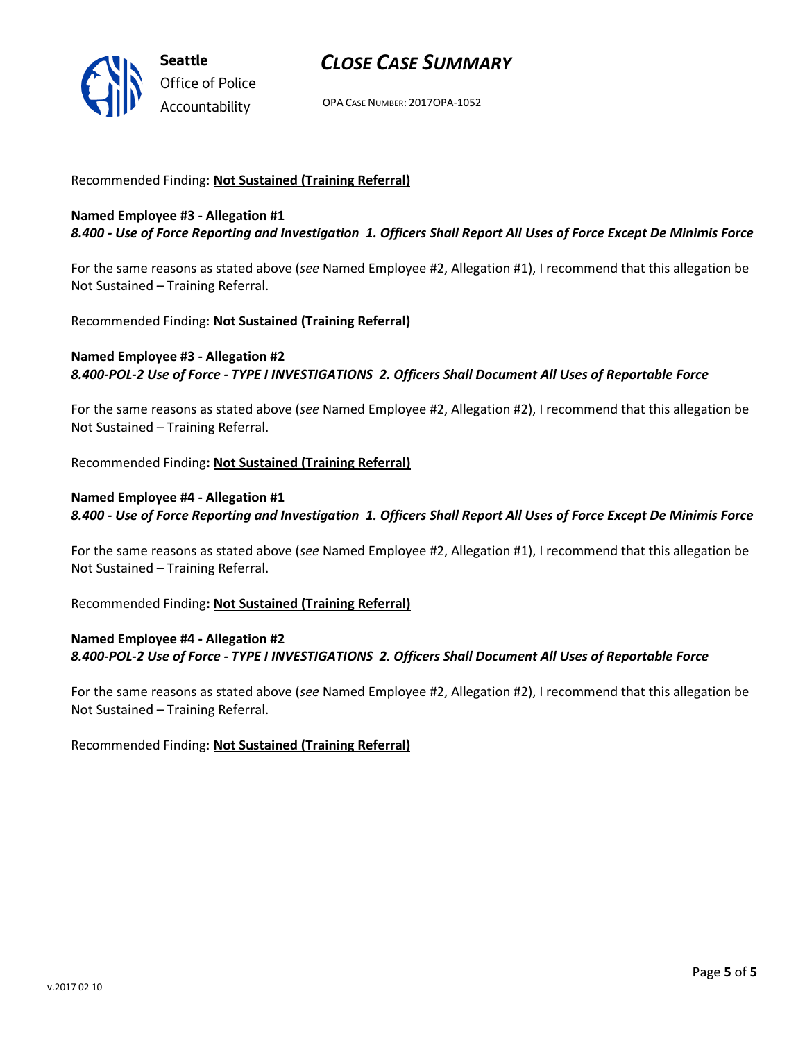Recommended Finding: **Not Sustained (Training Referral)**

**Named Employee #3 - Allegation #1**
***8.400 - Use of Force Reporting and Investigation 1. Officers Shall Report All Uses of Force Except De Minimis Force***

For the same reasons as stated above (*see* Named Employee #2, Allegation #1), I recommend that this allegation be Not Sustained – Training Referral.

Recommended Finding: **Not Sustained (Training Referral)**

**Named Employee #3 - Allegation #2**
***8.400-POL-2 Use of Force - TYPE I INVESTIGATIONS 2. Officers Shall Document All Uses of Reportable Force***

For the same reasons as stated above (*see* Named Employee #2, Allegation #2), I recommend that this allegation be Not Sustained – Training Referral.

Recommended Finding**: Not Sustained (Training Referral)**

**Named Employee #4 - Allegation #1**
***8.400 - Use of Force Reporting and Investigation 1. Officers Shall Report All Uses of Force Except De Minimis Force***

For the same reasons as stated above (*see* Named Employee #2, Allegation #1), I recommend that this allegation be Not Sustained – Training Referral.

Recommended Finding**: Not Sustained (Training Referral)**

**Named Employee #4 - Allegation #2**
***8.400-POL-2 Use of Force - TYPE I INVESTIGATIONS 2. Officers Shall Document All Uses of Reportable Force***

For the same reasons as stated above (*see* Named Employee #2, Allegation #2), I recommend that this allegation be Not Sustained – Training Referral.

Recommended Finding: **Not Sustained (Training Referral)**